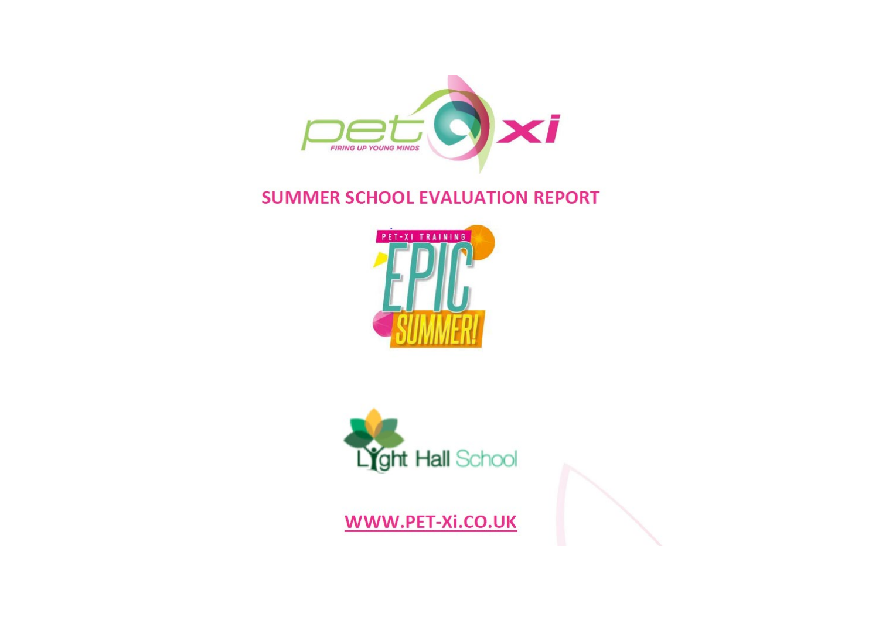# SUMMER SCHOOL EVALUATION REPORT

**WWW.PET-Xi.CO.UK**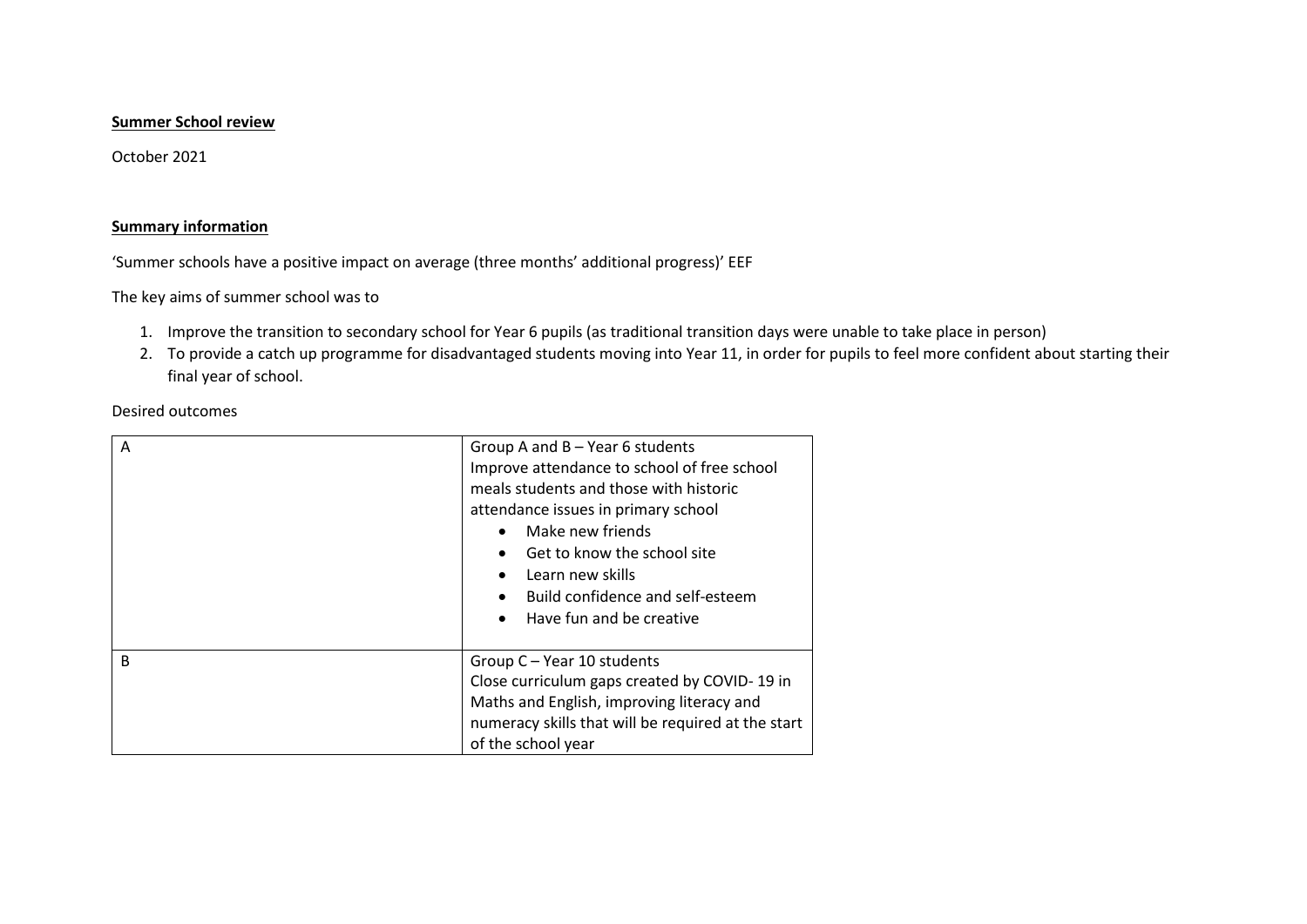**Summer School review**

October 2021

**Summary information**

'Summer schools have a positive impact on average (three months' additional progress)' EEF

The key aims of summer school was to

1. Improve the transition to secondary school for Year 6 pupils (as traditional transition days were unable to take place in person)
2. To provide a catch up programme for disadvantaged students moving into Year 11, in order for pupils to feel more confident about starting their final year of school.

Desired outcomes

| | |
|---|---|
| A | Group A and B – Year 6 students<br>Improve attendance to school of free school meals students and those with historic attendance issues in primary school<br>• Make new friends<br>• Get to know the school site<br>• Learn new skills<br>• Build confidence and self-esteem<br>• Have fun and be creative |
| B | Group C – Year 10 students<br>Close curriculum gaps created by COVID- 19 in Maths and English, improving literacy and numeracy skills that will be required at the start of the school year |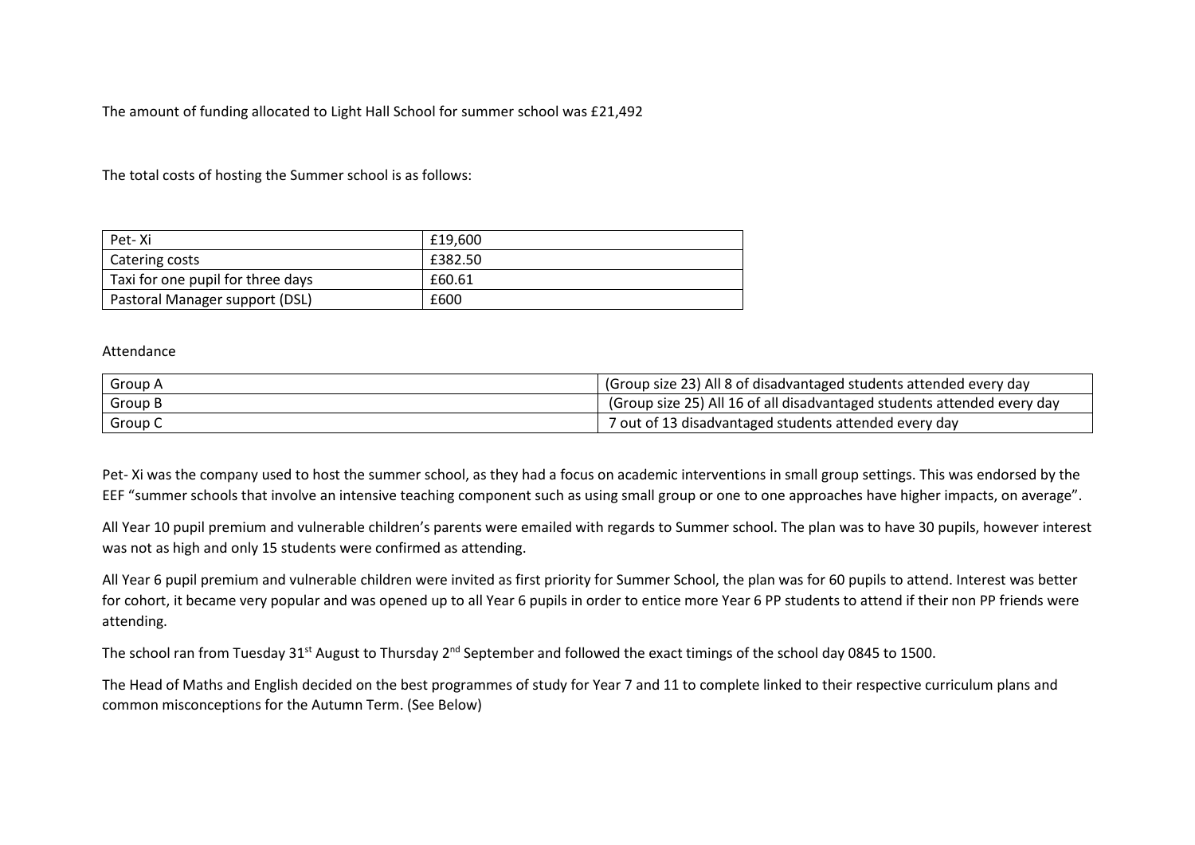The amount of funding allocated to Light Hall School for summer school was £21,492

The total costs of hosting the Summer school is as follows:

| Pet- Xi | £19,600 |
|---|---|
| Catering costs | £382.50 |
| Taxi for one pupil for three days | £60.61 |
| Pastoral Manager support (DSL) | £600 |

Attendance

| Group A | (Group size 23) All 8 of disadvantaged students attended every day |
|---|---|
| Group B | (Group size 25) All 16 of all disadvantaged students attended every day |
| Group C | 7 out of 13 disadvantaged students attended every day |

Pet- Xi was the company used to host the summer school, as they had a focus on academic interventions in small group settings. This was endorsed by the EEF "summer schools that involve an intensive teaching component such as using small group or one to one approaches have higher impacts, on average".

All Year 10 pupil premium and vulnerable children's parents were emailed with regards to Summer school. The plan was to have 30 pupils, however interest was not as high and only 15 students were confirmed as attending.

All Year 6 pupil premium and vulnerable children were invited as first priority for Summer School, the plan was for 60 pupils to attend. Interest was better for cohort, it became very popular and was opened up to all Year 6 pupils in order to entice more Year 6 PP students to attend if their non PP friends were attending.

The school ran from Tuesday 31st August to Thursday 2nd September and followed the exact timings of the school day 0845 to 1500.

The Head of Maths and English decided on the best programmes of study for Year 7 and 11 to complete linked to their respective curriculum plans and common misconceptions for the Autumn Term. (See Below)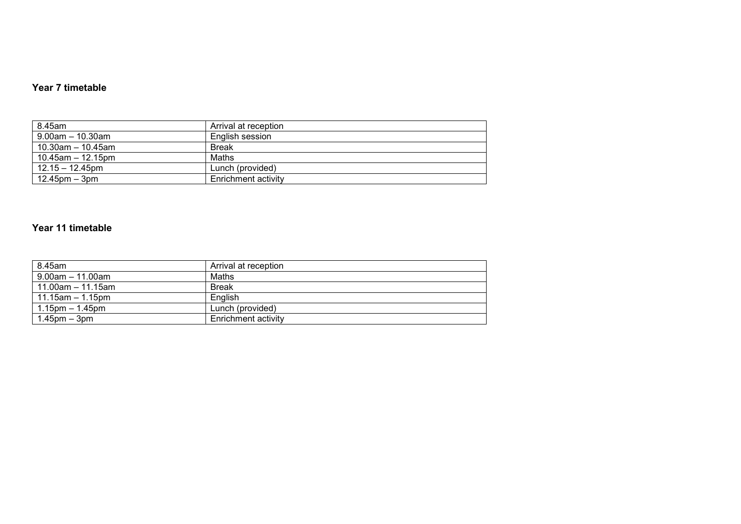**Year 7 timetable**

| 8.45am | Arrival at reception |
|---|---|
| 9.00am – 10.30am | English session |
| 10.30am – 10.45am | Break |
| 10.45am – 12.15pm | Maths |
| 12.15 – 12.45pm | Lunch (provided) |
| 12.45pm – 3pm | Enrichment activity |

**Year 11 timetable**

| 8.45am | Arrival at reception |
|---|---|
| 9.00am – 11.00am | Maths |
| 11.00am – 11.15am | Break |
| 11.15am – 1.15pm | English |
| 1.15pm – 1.45pm | Lunch (provided) |
| 1.45pm – 3pm | Enrichment activity |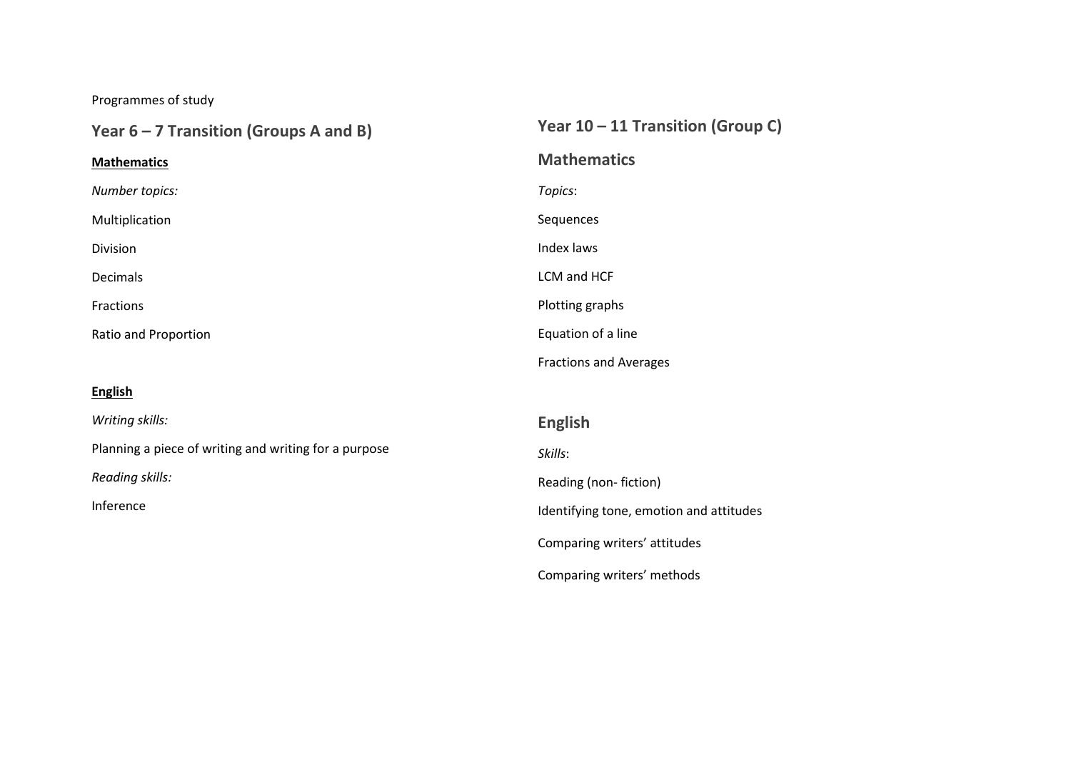Programmes of study

## Year 6 – 7 Transition (Groups A and B)

### Mathematics

*Number topics:*

Multiplication

Division

Decimals

Fractions

Ratio and Proportion

### English

*Writing skills:*

Planning a piece of writing and writing for a purpose

*Reading skills:*

Inference

## Year 10 – 11 Transition (Group C)

### Mathematics

*Topics*:

Sequences

Index laws

LCM and HCF

Plotting graphs

Equation of a line

Fractions and Averages

### English

*Skills*:

Reading (non- fiction)

Identifying tone, emotion and attitudes

Comparing writers' attitudes

Comparing writers' methods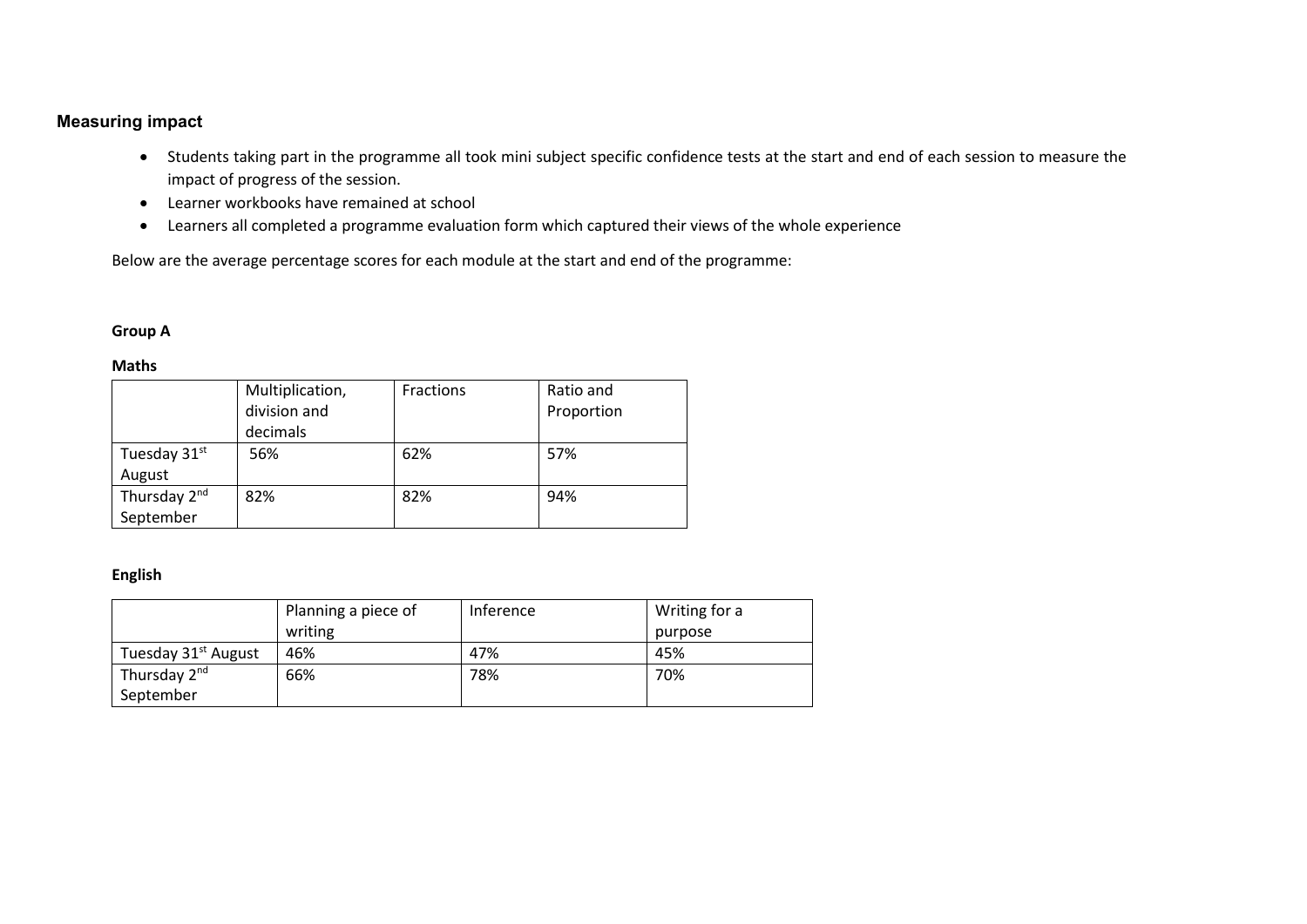## Measuring impact

- Students taking part in the programme all took mini subject specific confidence tests at the start and end of each session to measure the impact of progress of the session.
- Learner workbooks have remained at school
- Learners all completed a programme evaluation form which captured their views of the whole experience

Below are the average percentage scores for each module at the start and end of the programme:

**Group A**

**Maths**

| | Multiplication, division and decimals | Fractions | Ratio and Proportion |
|---|---|---|---|
| Tuesday 31st August | 56% | 62% | 57% |
| Thursday 2nd September | 82% | 82% | 94% |

**English**

| | Planning a piece of writing | Inference | Writing for a purpose |
|---|---|---|---|
| Tuesday 31st August | 46% | 47% | 45% |
| Thursday 2nd September | 66% | 78% | 70% |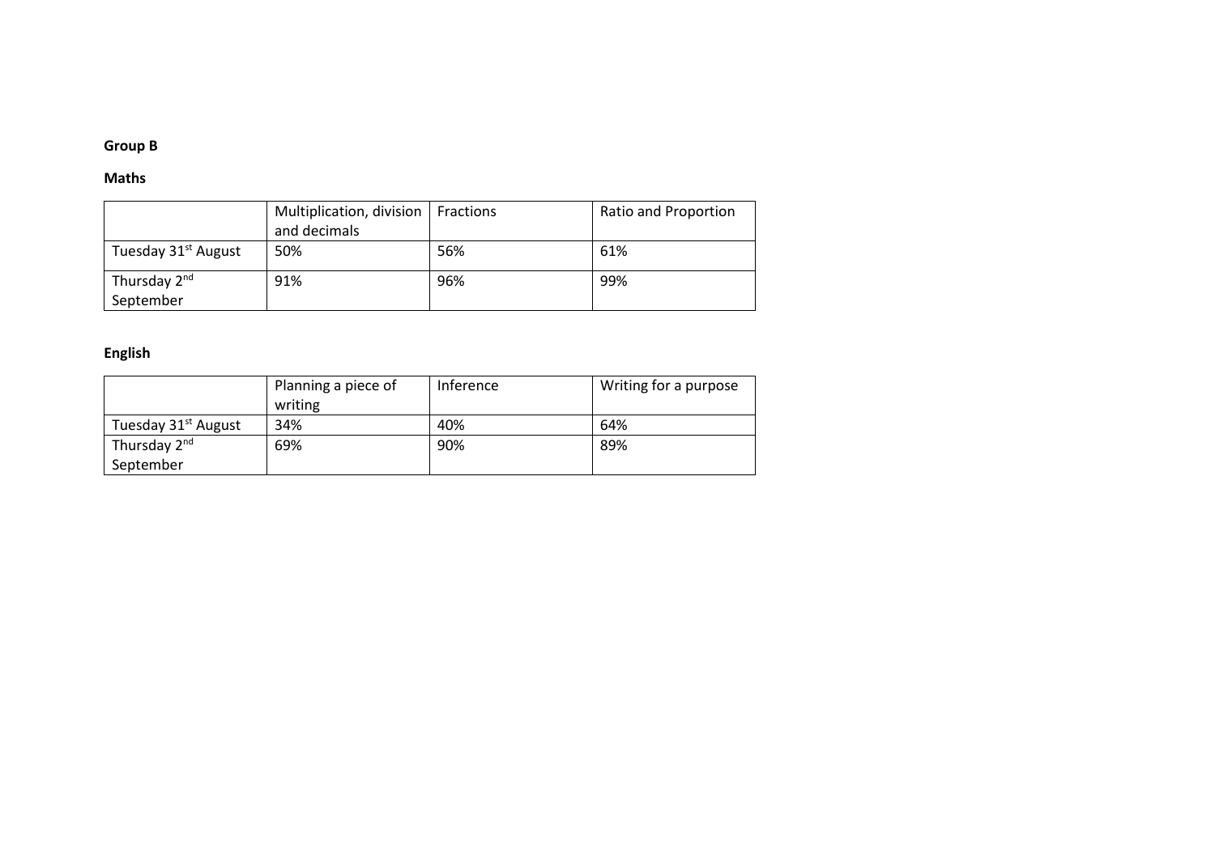**Group B**

**Maths**

| | Multiplication, division and decimals | Fractions | Ratio and Proportion |
|---|---|---|---|
| Tuesday 31st August | 50% | 56% | 61% |
| Thursday 2nd September | 91% | 96% | 99% |

**English**

| | Planning a piece of writing | Inference | Writing for a purpose |
|---|---|---|---|
| Tuesday 31st August | 34% | 40% | 64% |
| Thursday 2nd September | 69% | 90% | 89% |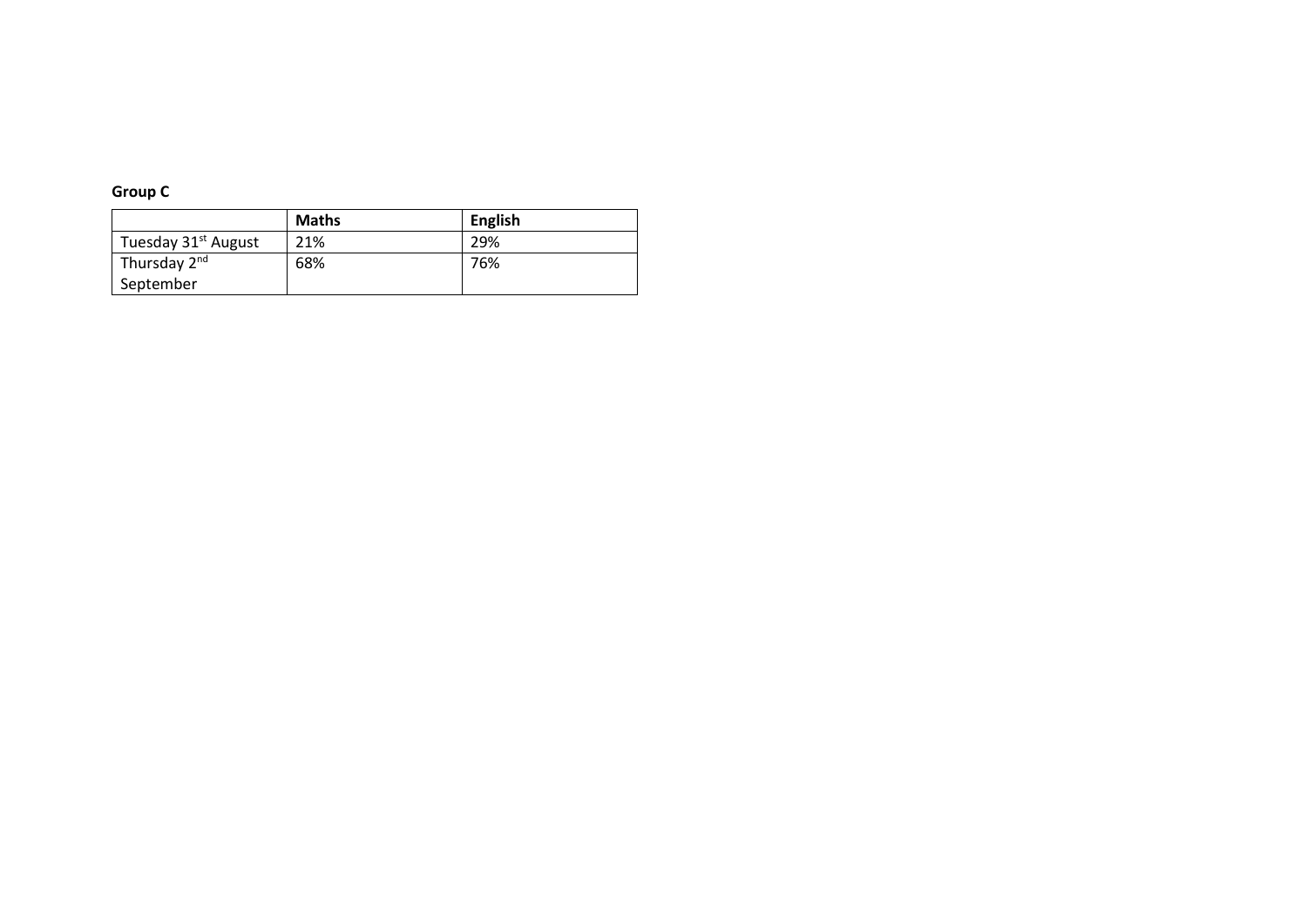**Group C**

| | **Maths** | **English** |
|---|---|---|
| Tuesday 31st August | 21% | 29% |
| Thursday 2nd September | 68% | 76% |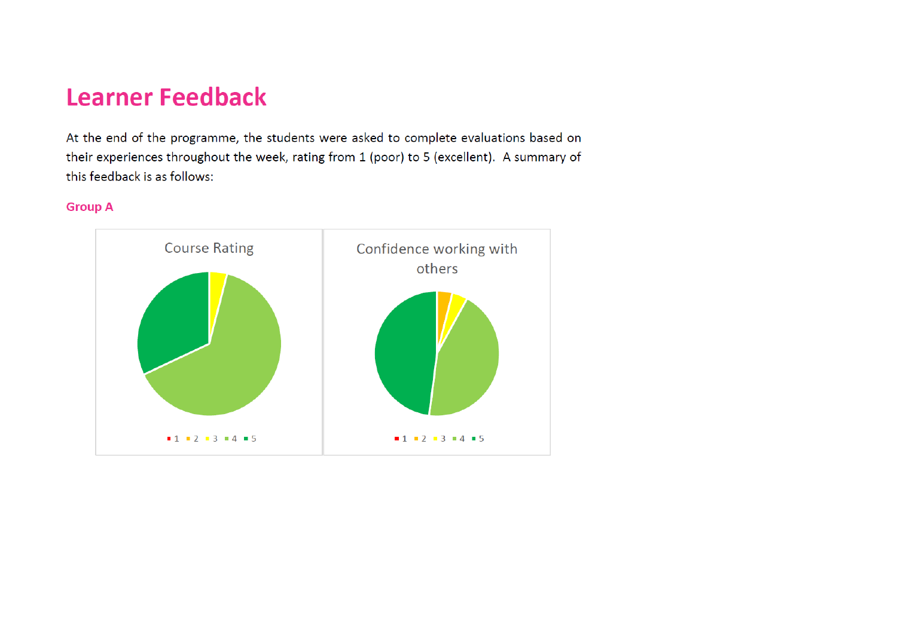# Learner Feedback

At the end of the programme, the students were asked to complete evaluations based on their experiences throughout the week, rating from 1 (poor) to 5 (excellent). A summary of this feedback is as follows:

### Group A

Course Rating

1 2 3 4 5

Confidence working with others

1 2 3 4 5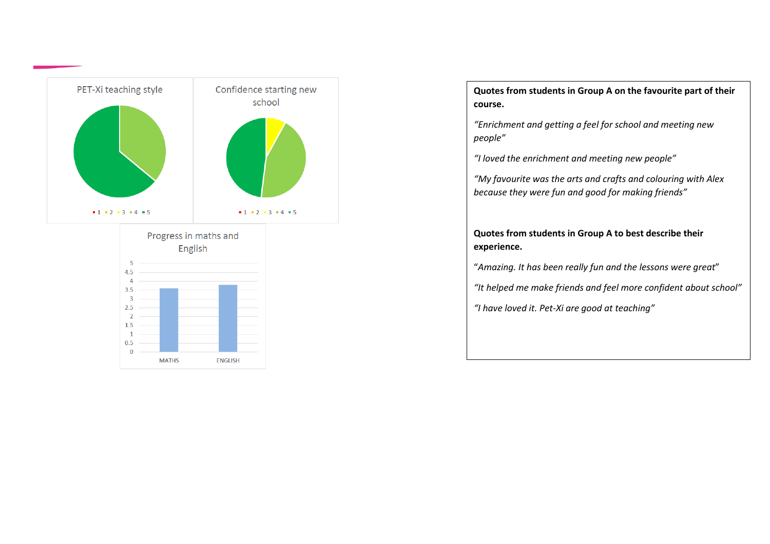PET-Xi teaching style

▪ 1 ▪ 2 ▪ 3 ▪ 4 ▪ 5

Confidence starting new school

▪ 1 ▪ 2 ▪ 3 ▪ 4 ▪ 5

Progress in maths and English

MATHS ENGLISH

**Quotes from students in Group A on the favourite part of their course.**

*"Enrichment and getting a feel for school and meeting new people"*

*"I loved the enrichment and meeting new people"*

*"My favourite was the arts and crafts and colouring with Alex because they were fun and good for making friends"*

**Quotes from students in Group A to best describe their experience.**

*"Amazing. It has been really fun and the lessons were great"*

*"It helped me make friends and feel more confident about school"*

*"I have loved it. Pet-Xi are good at teaching"*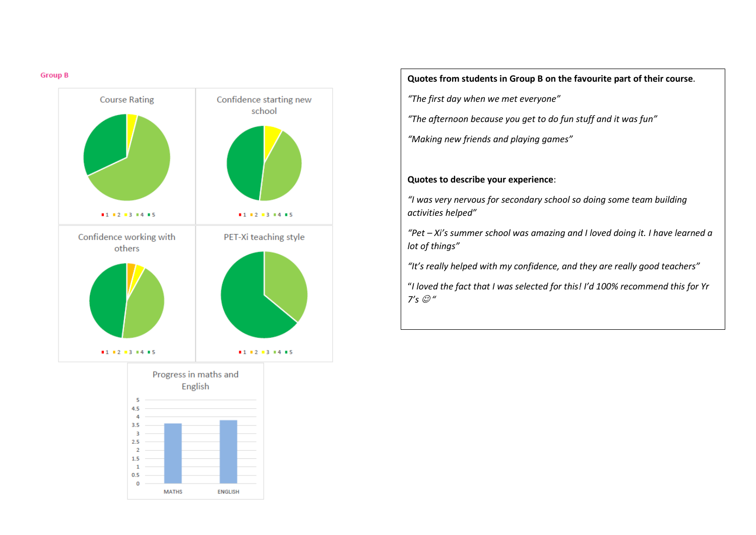**Group B**

Course Rating

■ 1 ■ 2 ■ 3 ■ 4 ■ 5

Confidence starting new school

■ 1 ■ 2 ■ 3 ■ 4 ■ 5

Confidence working with others

■ 1 ■ 2 ■ 3 ■ 4 ■ 5

PET-Xi teaching style

■ 1 ■ 2 ■ 3 ■ 4 ■ 5

Progress in maths and English

MATHS ENGLISH

**Quotes from students in Group B on the favourite part of their course.**

*"The first day when we met everyone"*

*"The afternoon because you get to do fun stuff and it was fun"*

*"Making new friends and playing games"*

**Quotes to describe your experience**:

*"I was very nervous for secondary school so doing some team building activities helped"*

*"Pet – Xi's summer school was amazing and I loved doing it. I have learned a lot of things"*

*"It's really helped with my confidence, and they are really good teachers"*

*"I loved the fact that I was selected for this! I'd 100% recommend this for Yr 7's ☺"*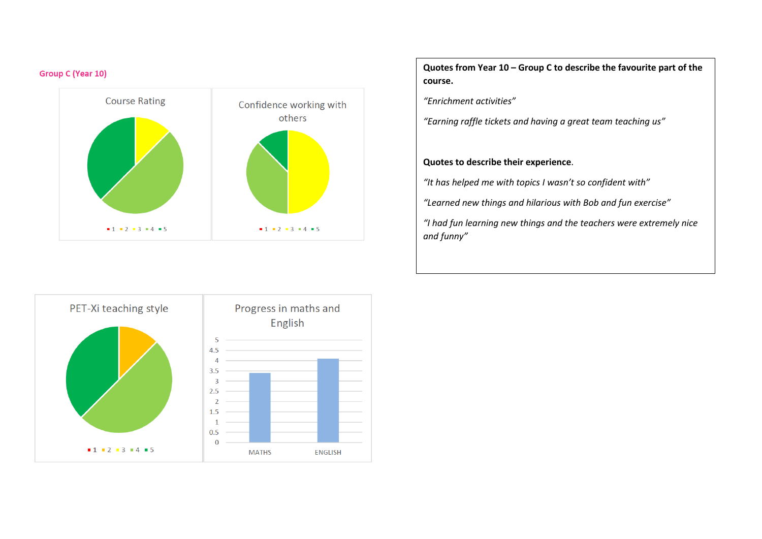## Group C (Year 10)

**Course Rating**

1 · 2 · 3 · 4 · 5

**Confidence working with others**

1 · 2 · 3 · 4 · 5

**PET-Xi teaching style**

1 · 2 · 3 · 4 · 5

**Progress in maths and English**

| | Score |
|---|---|
| MATHS | 3.4 |
| ENGLISH | 4.1 |

**Quotes from Year 10 – Group C to describe the favourite part of the course.**

*"Enrichment activities"*

*"Earning raffle tickets and having a great team teaching us"*

**Quotes to describe their experience.**

*"It has helped me with topics I wasn't so confident with"*

*"Learned new things and hilarious with Bob and fun exercise"*

*"I had fun learning new things and the teachers were extremely nice and funny"*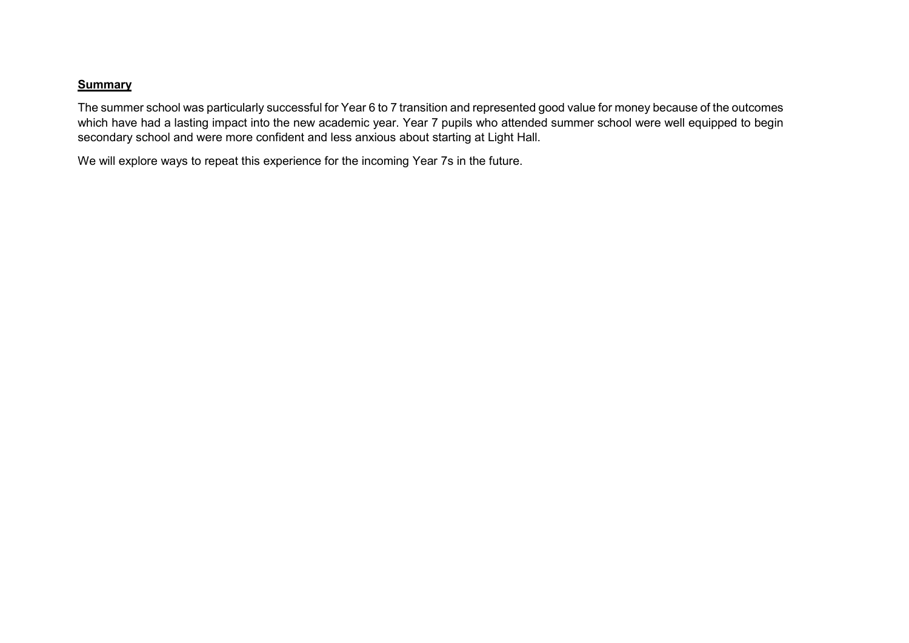**Summary**

The summer school was particularly successful for Year 6 to 7 transition and represented good value for money because of the outcomes which have had a lasting impact into the new academic year. Year 7 pupils who attended summer school were well equipped to begin secondary school and were more confident and less anxious about starting at Light Hall.

We will explore ways to repeat this experience for the incoming Year 7s in the future.